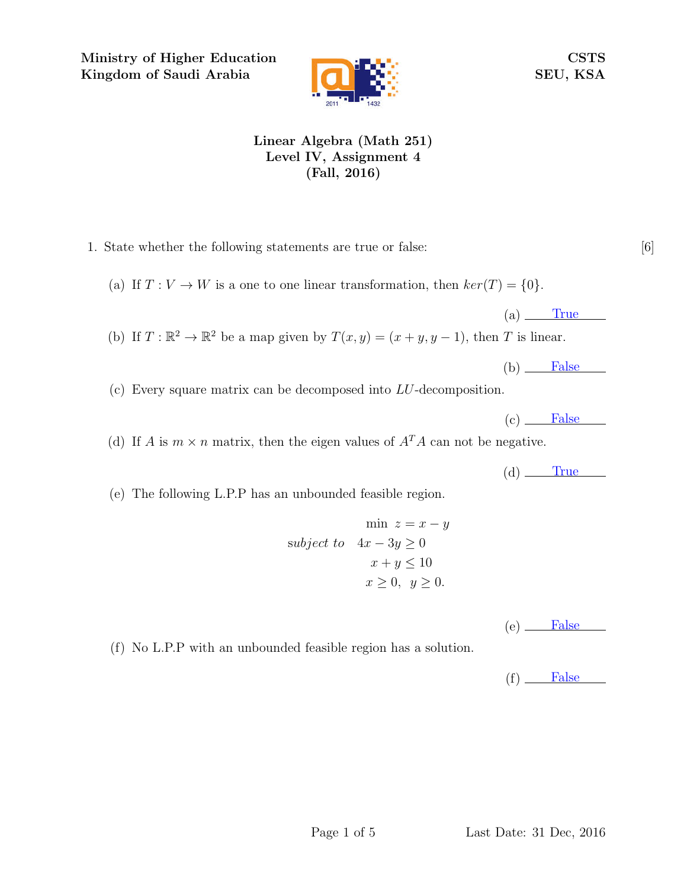**Ministry of Higher Education**
**Kingdom of Saudi Arabia**

**CSTS**
**SEU, KSA**

## Linear Algebra (Math 251)
## Level IV, Assignment 4
## (Fall, 2016)

1. State whether the following statements are true or false: [6]

   (a) If $T : V \to W$ is a one to one linear transformation, then $ker(T) = \{0\}$.

   (a) True

   (b) If $T : \mathbb{R}^2 \to \mathbb{R}^2$ be a map given by $T(x, y) = (x + y, y - 1)$, then $T$ is linear.

   (b) False

   (c) Every square matrix can be decomposed into $LU$-decomposition.

   (c) False

   (d) If $A$ is $m \times n$ matrix, then the eigen values of $A^T A$ can not be negative.

   (d) True

   (e) The following L.P.P has an unbounded feasible region.

   $$\begin{aligned} &\min \ z = x - y \\ \textit{subject to} \quad &4x - 3y \geq 0 \\ &x + y \leq 10 \\ &x \geq 0, \ \ y \geq 0. \end{aligned}$$

   (e) False

   (f) No L.P.P with an unbounded feasible region has a solution.

   (f) False

Last Date: 31 Dec, 2016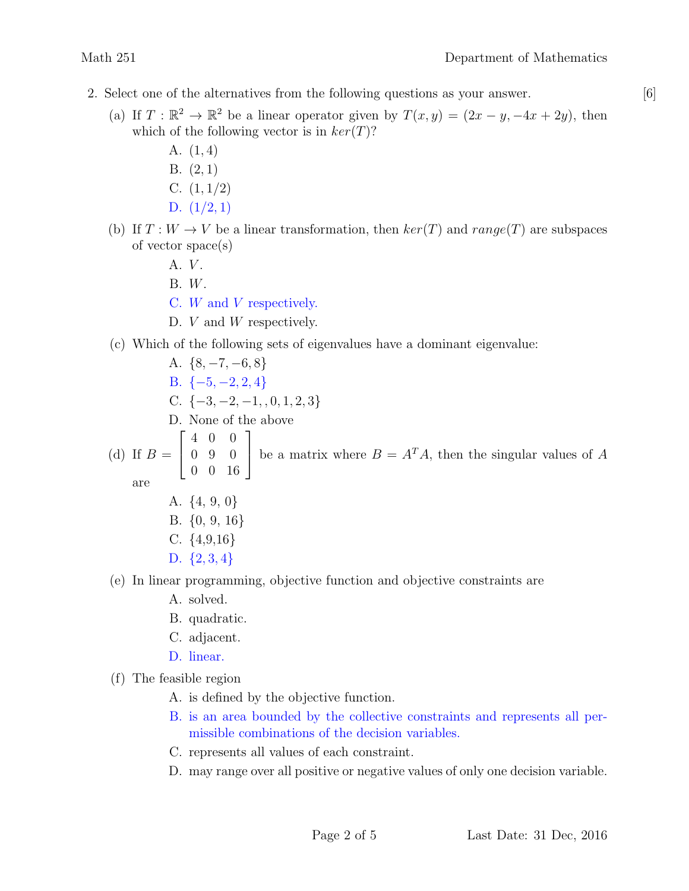2. Select one of the alternatives from the following questions as your answer. [6]

   (a) If $T : \mathbb{R}^2 \to \mathbb{R}^2$ be a linear operator given by $T(x, y) = (2x - y, -4x + 2y)$, then which of the following vector is in $ker(T)$?

   - A. $(1, 4)$
   - B. $(2, 1)$
   - C. $(1, 1/2)$
   - D. $(1/2, 1)$

   (b) If $T : W \to V$ be a linear transformation, then $ker(T)$ and $range(T)$ are subspaces of vector space(s)

   - A. $V$.
   - B. $W$.
   - C. $W$ and $V$ respectively.
   - D. $V$ and $W$ respectively.

   (c) Which of the following sets of eigenvalues have a dominant eigenvalue:

   - A. $\{8, -7, -6, 8\}$
   - B. $\{-5, -2, 2, 4\}$
   - C. $\{-3, -2, -1, , 0, 1, 2, 3\}$
   - D. None of the above

   (d) If $B = \begin{bmatrix} 4 & 0 & 0 \\ 0 & 9 & 0 \\ 0 & 0 & 16 \end{bmatrix}$ be a matrix where $B = A^T A$, then the singular values of $A$ are

   - A. {4, 9, 0}
   - B. {0, 9, 16}
   - C. {4,9,16}
   - D. $\{2, 3, 4\}$

   (e) In linear programming, objective function and objective constraints are

   - A. solved.
   - B. quadratic.
   - C. adjacent.
   - D. linear.

   (f) The feasible region

   - A. is defined by the objective function.
   - B. is an area bounded by the collective constraints and represents all permissible combinations of the decision variables.
   - C. represents all values of each constraint.
   - D. may range over all positive or negative values of only one decision variable.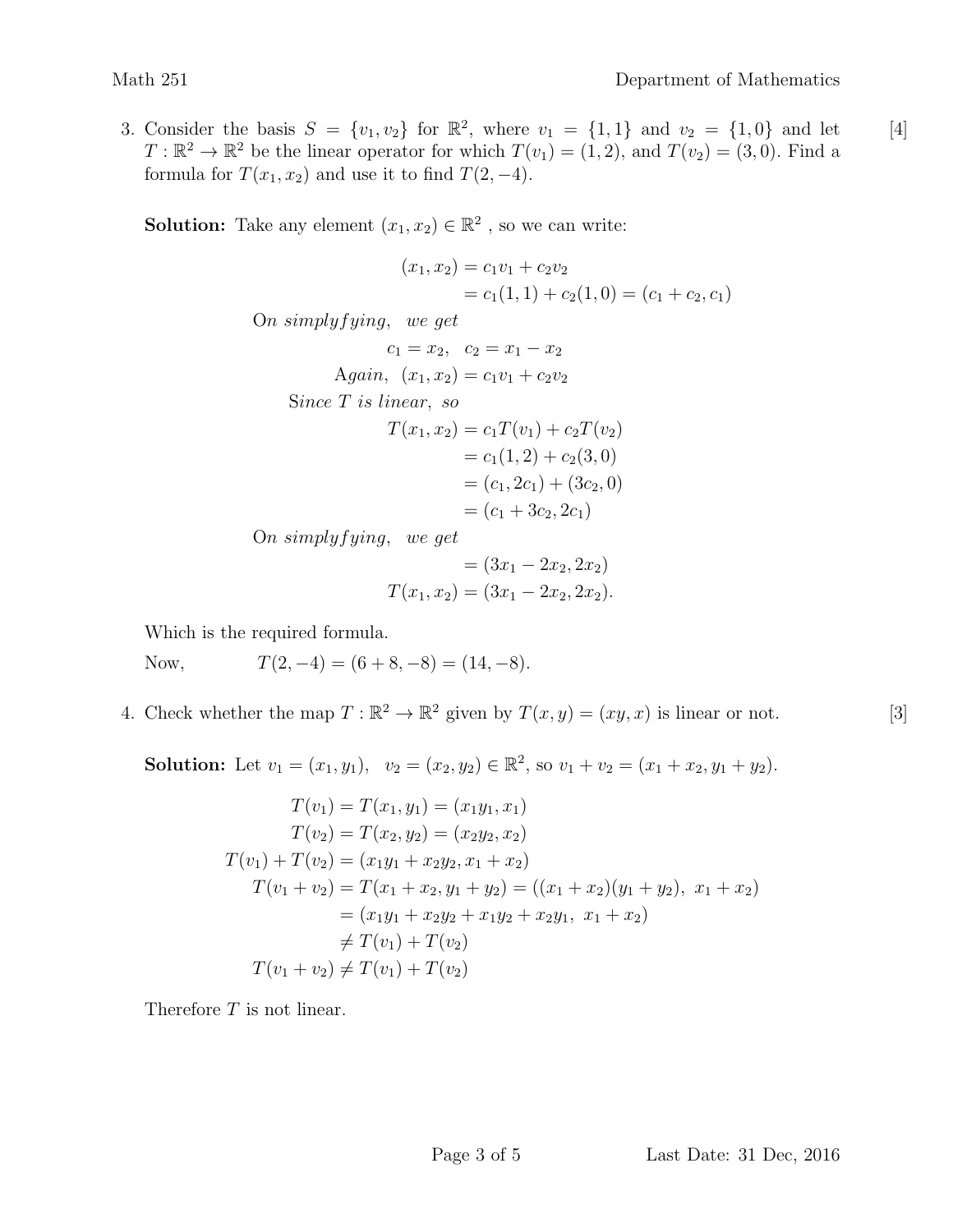3. Consider the basis $S = \{v_1, v_2\}$ for $\mathbb{R}^2$, where $v_1 = \{1, 1\}$ and $v_2 = \{1, 0\}$ and let $T : \mathbb{R}^2 \to \mathbb{R}^2$ be the linear operator for which $T(v_1) = (1, 2)$, and $T(v_2) = (3, 0)$. Find a formula for $T(x_1, x_2)$ and use it to find $T(2, -4)$. [4]

**Solution:** Take any element $(x_1, x_2) \in \mathbb{R}^2$ , so we can write:

$$
\begin{aligned}
(x_1, x_2) &= c_1 v_1 + c_2 v_2 \\
&= c_1(1, 1) + c_2(1, 0) = (c_1 + c_2, c_1) \\
\text{On } \textit{simplyfying}, \quad & \textit{we get} \\
c_1 = x_2, \quad & c_2 = x_1 - x_2 \\
\text{Again}, \quad (x_1, x_2) &= c_1 v_1 + c_2 v_2 \\
\text{Since } T \textit{ is linear, so} & \\
T(x_1, x_2) &= c_1 T(v_1) + c_2 T(v_2) \\
&= c_1(1, 2) + c_2(3, 0) \\
&= (c_1, 2c_1) + (3c_2, 0) \\
&= (c_1 + 3c_2, 2c_1) \\
\text{On } \textit{simplyfying}, \quad & \textit{we get} \\
&= (3x_1 - 2x_2, 2x_2) \\
T(x_1, x_2) &= (3x_1 - 2x_2, 2x_2).
\end{aligned}
$$

Which is the required formula.

Now, $\quad T(2, -4) = (6 + 8, -8) = (14, -8).$

4. Check whether the map $T : \mathbb{R}^2 \to \mathbb{R}^2$ given by $T(x, y) = (xy, x)$ is linear or not. [3]

**Solution:** Let $v_1 = (x_1, y_1), \ \ v_2 = (x_2, y_2) \in \mathbb{R}^2$, so $v_1 + v_2 = (x_1 + x_2, y_1 + y_2)$.

$$
\begin{aligned}
T(v_1) &= T(x_1, y_1) = (x_1 y_1, x_1) \\
T(v_2) &= T(x_2, y_2) = (x_2 y_2, x_2) \\
T(v_1) + T(v_2) &= (x_1 y_1 + x_2 y_2, x_1 + x_2) \\
T(v_1 + v_2) &= T(x_1 + x_2, y_1 + y_2) = ((x_1 + x_2)(y_1 + y_2), \ x_1 + x_2) \\
&= (x_1 y_1 + x_2 y_2 + x_1 y_2 + x_2 y_1, \ x_1 + x_2) \\
&\neq T(v_1) + T(v_2) \\
T(v_1 + v_2) &\neq T(v_1) + T(v_2)
\end{aligned}
$$

Therefore $T$ is not linear.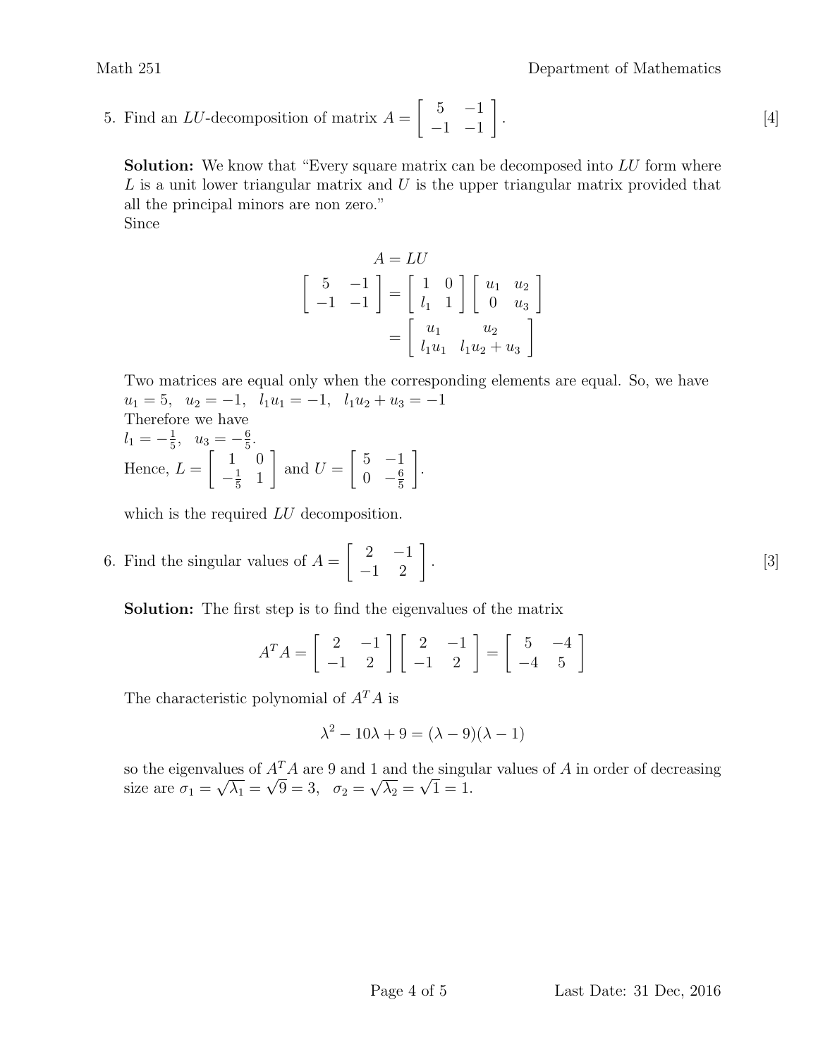5. Find an $LU$-decomposition of matrix $A = \begin{bmatrix} 5 & -1 \\ -1 & -1 \end{bmatrix}$. [4]

**Solution:** We know that "Every square matrix can be decomposed into $LU$ form where $L$ is a unit lower triangular matrix and $U$ is the upper triangular matrix provided that all the principal minors are non zero."
Since

$$A = LU$$

$$\begin{bmatrix} 5 & -1 \\ -1 & -1 \end{bmatrix} = \begin{bmatrix} 1 & 0 \\ l_1 & 1 \end{bmatrix} \begin{bmatrix} u_1 & u_2 \\ 0 & u_3 \end{bmatrix}$$

$$= \begin{bmatrix} u_1 & u_2 \\ l_1 u_1 & l_1 u_2 + u_3 \end{bmatrix}$$

Two matrices are equal only when the corresponding elements are equal. So, we have
$u_1 = 5, \quad u_2 = -1, \quad l_1 u_1 = -1, \quad l_1 u_2 + u_3 = -1$
Therefore we have
$l_1 = -\frac{1}{5}, \quad u_3 = -\frac{6}{5}$.
Hence, $L = \begin{bmatrix} 1 & 0 \\ -\frac{1}{5} & 1 \end{bmatrix}$ and $U = \begin{bmatrix} 5 & -1 \\ 0 & -\frac{6}{5} \end{bmatrix}$.

which is the required $LU$ decomposition.

6. Find the singular values of $A = \begin{bmatrix} 2 & -1 \\ -1 & 2 \end{bmatrix}$. [3]

**Solution:** The first step is to find the eigenvalues of the matrix

$$A^T A = \begin{bmatrix} 2 & -1 \\ -1 & 2 \end{bmatrix} \begin{bmatrix} 2 & -1 \\ -1 & 2 \end{bmatrix} = \begin{bmatrix} 5 & -4 \\ -4 & 5 \end{bmatrix}$$

The characteristic polynomial of $A^T A$ is

$$\lambda^2 - 10\lambda + 9 = (\lambda - 9)(\lambda - 1)$$

so the eigenvalues of $A^T A$ are 9 and 1 and the singular values of $A$ in order of decreasing size are $\sigma_1 = \sqrt{\lambda_1} = \sqrt{9} = 3, \quad \sigma_2 = \sqrt{\lambda_2} = \sqrt{1} = 1$.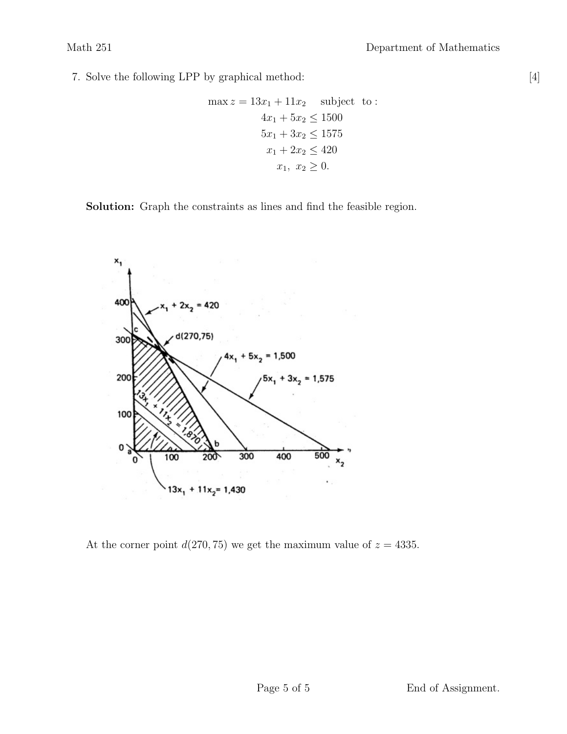7. Solve the following LPP by graphical method: [4]

$$\max z = 13x_1 + 11x_2 \quad \text{subject to :}$$
$$4x_1 + 5x_2 \leq 1500$$
$$5x_1 + 3x_2 \leq 1575$$
$$x_1 + 2x_2 \leq 420$$
$$x_1,\ x_2 \geq 0.$$

**Solution:** Graph the constraints as lines and find the feasible region.

$x_1$

400

300

200

100

0

$x_1 + 2x_2 = 420$

c

d(270,75)

$4x_1 + 5x_2 = 1,500$

$5x_1 + 3x_2 = 1,575$

$13x_1 + 11x_2 = 1,870$

a

b

0 100 200 300 400 500 $x_2$

$13x_1 + 11x_2 = 1,430$

At the corner point $d(270, 75)$ we get the maximum value of $z = 4335$.